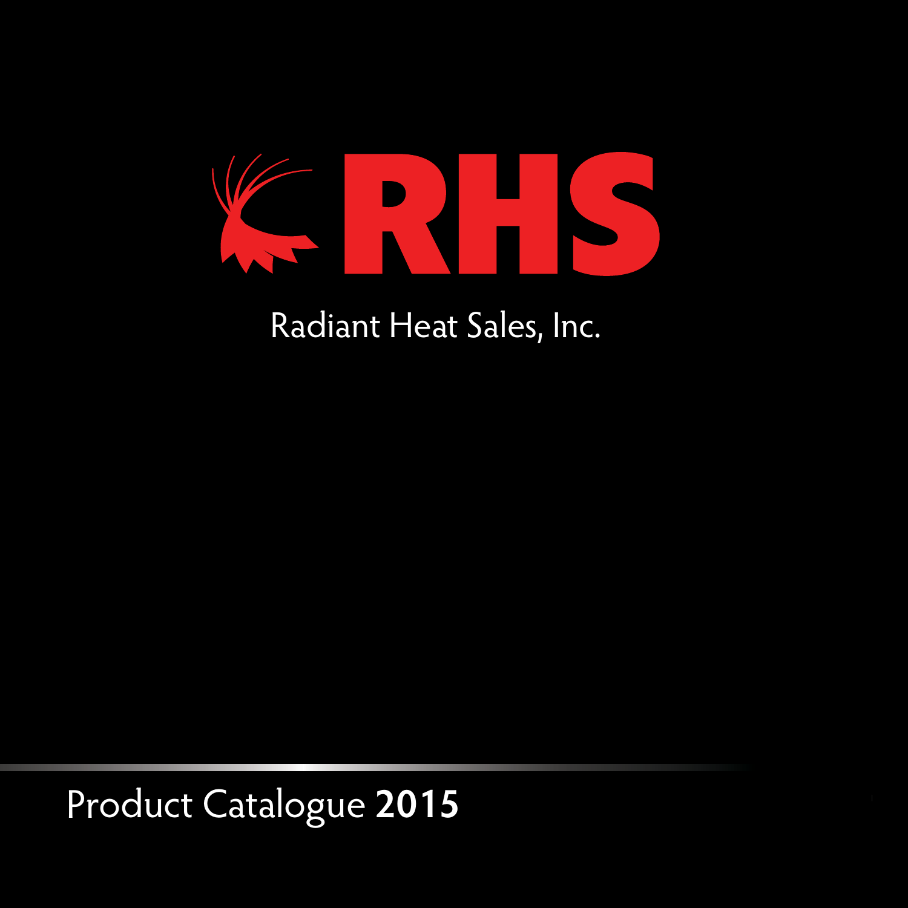# RHS

Radiant Heat Sales, Inc.

## Product Catalogue **2015**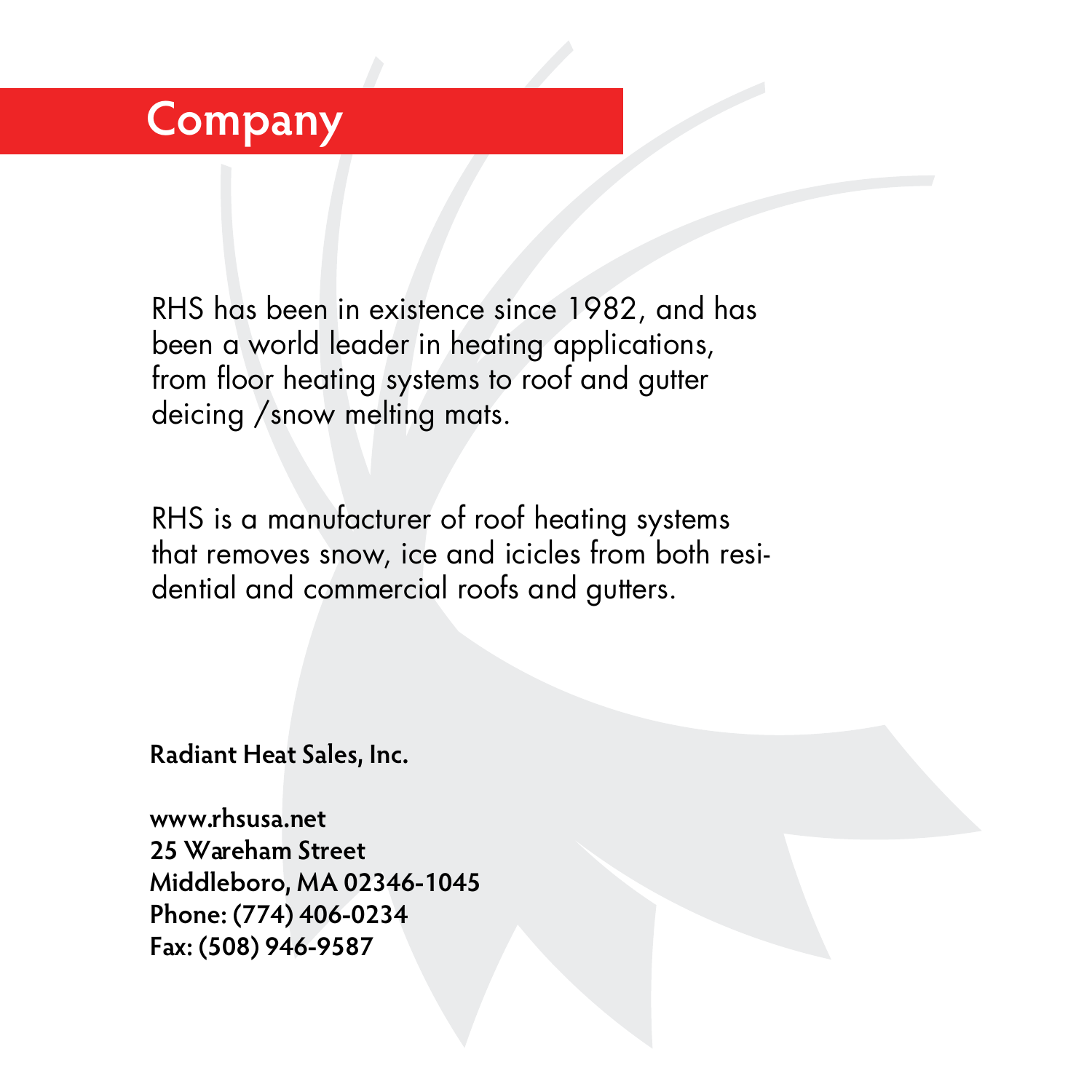# Company

RHS has been in existence since 1982, and has been a world leader in heating applications, from floor heating systems to roof and gutter deicing /snow melting mats.

RHS is a manufacturer of roof heating systems that removes snow, ice and icicles from both residential and commercial roofs and gutters.

**Radiant Heat Sales, Inc.**

**www.rhsusa.net**
**25 Wareham Street**
**Middleboro, MA 02346-1045**
**Phone: (774) 406-0234**
**Fax: (508) 946-9587**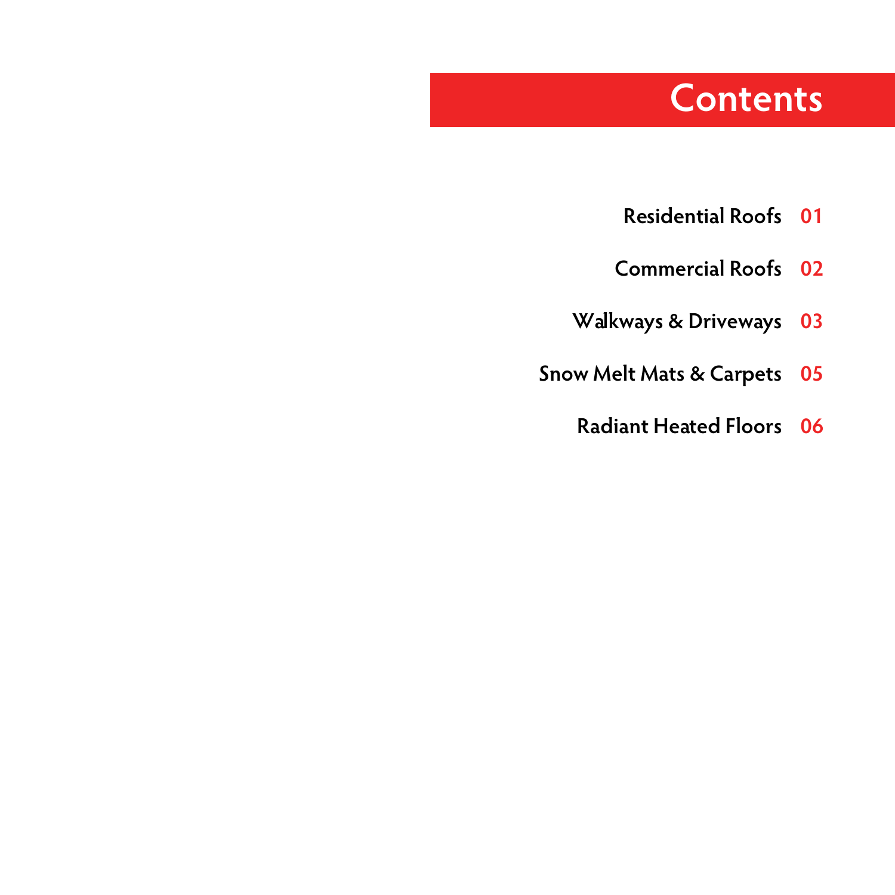# Contents

Residential Roofs 01

Commercial Roofs 02

Walkways & Driveways 03

Snow Melt Mats & Carpets 05

Radiant Heated Floors 06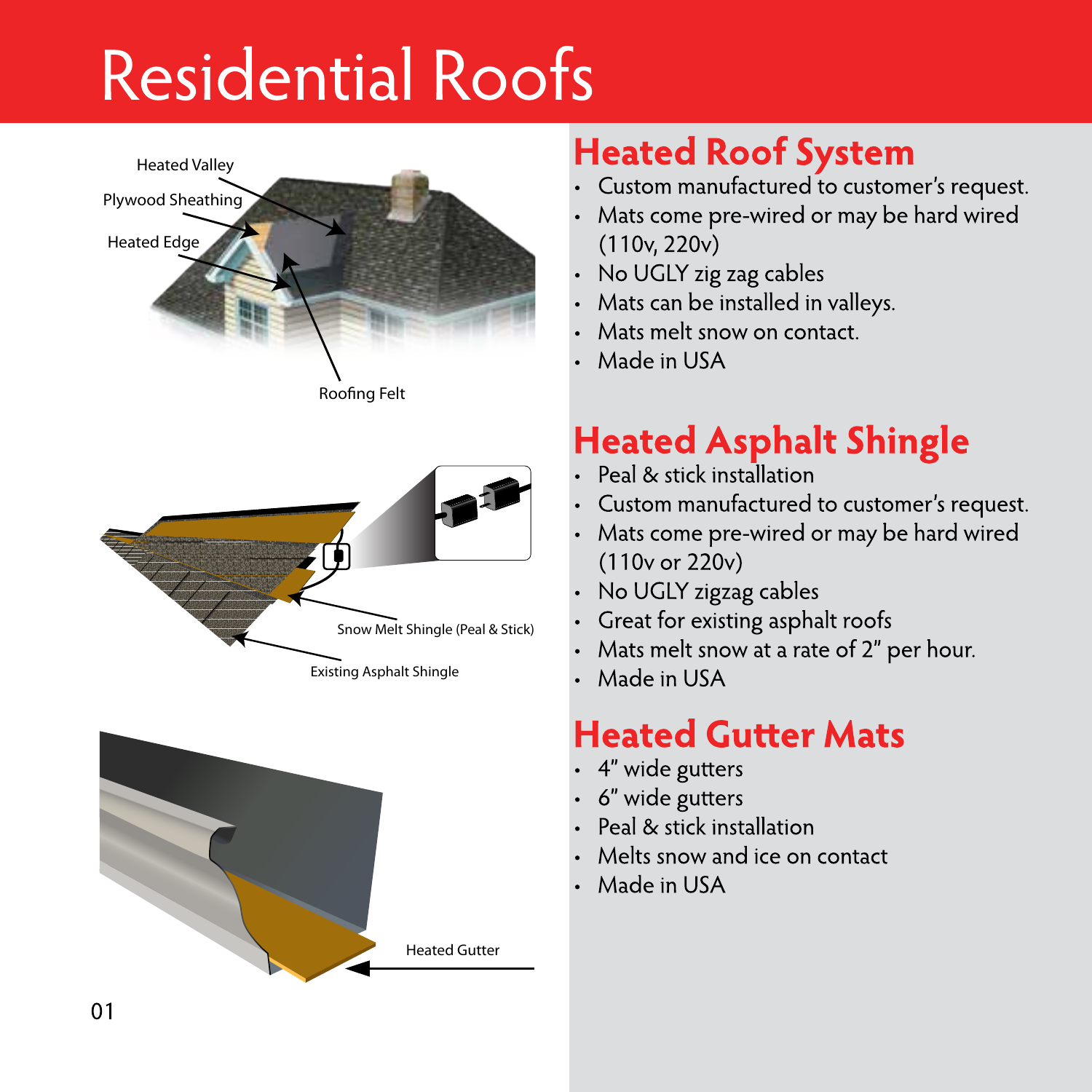# Residential Roofs

Heated Valley

Plywood Sheathing

Heated Edge

Roofing Felt

Snow Melt Shingle (Peal & Stick)

Existing Asphalt Shingle

Heated Gutter

## Heated Roof System

- Custom manufactured to customer's request.
- Mats come pre-wired or may be hard wired (110v, 220v)
- No UGLY zig zag cables
- Mats can be installed in valleys.
- Mats melt snow on contact.
- Made in USA

## Heated Asphalt Shingle

- Peal & stick installation
- Custom manufactured to customer's request.
- Mats come pre-wired or may be hard wired (110v or 220v)
- No UGLY zigzag cables
- Great for existing asphalt roofs
- Mats melt snow at a rate of 2" per hour.
- Made in USA

## Heated Gutter Mats

- 4" wide gutters
- 6" wide gutters
- Peal & stick installation
- Melts snow and ice on contact
- Made in USA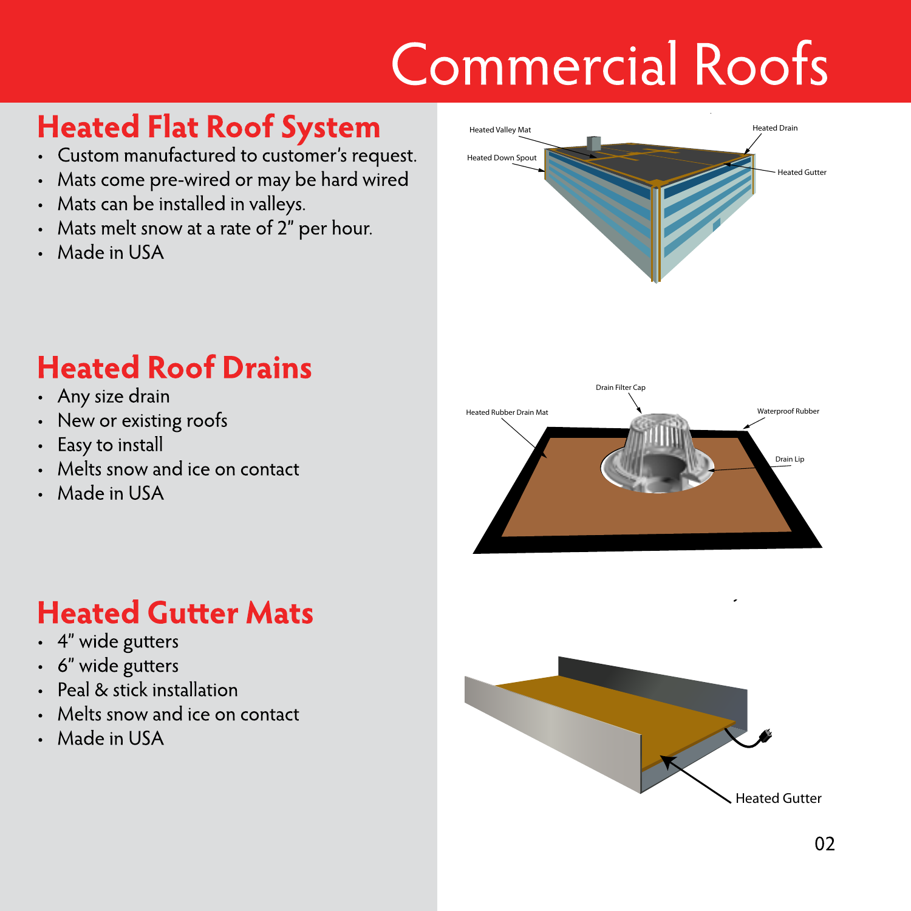# Commercial Roofs

## Heated Flat Roof System

- Custom manufactured to customer's request.
- Mats come pre-wired or may be hard wired
- Mats can be installed in valleys.
- Mats melt snow at a rate of 2" per hour.
- Made in USA

Heated Valley Mat

Heated Down Spout

Heated Drain

Heated Gutter

## Heated Roof Drains

- Any size drain
- New or existing roofs
- Easy to install
- Melts snow and ice on contact
- Made in USA

Drain Filter Cap

Heated Rubber Drain Mat

Waterproof Rubber

Drain Lip

## Heated Gutter Mats

- 4" wide gutters
- 6" wide gutters
- Peal & stick installation
- Melts snow and ice on contact
- Made in USA

Heated Gutter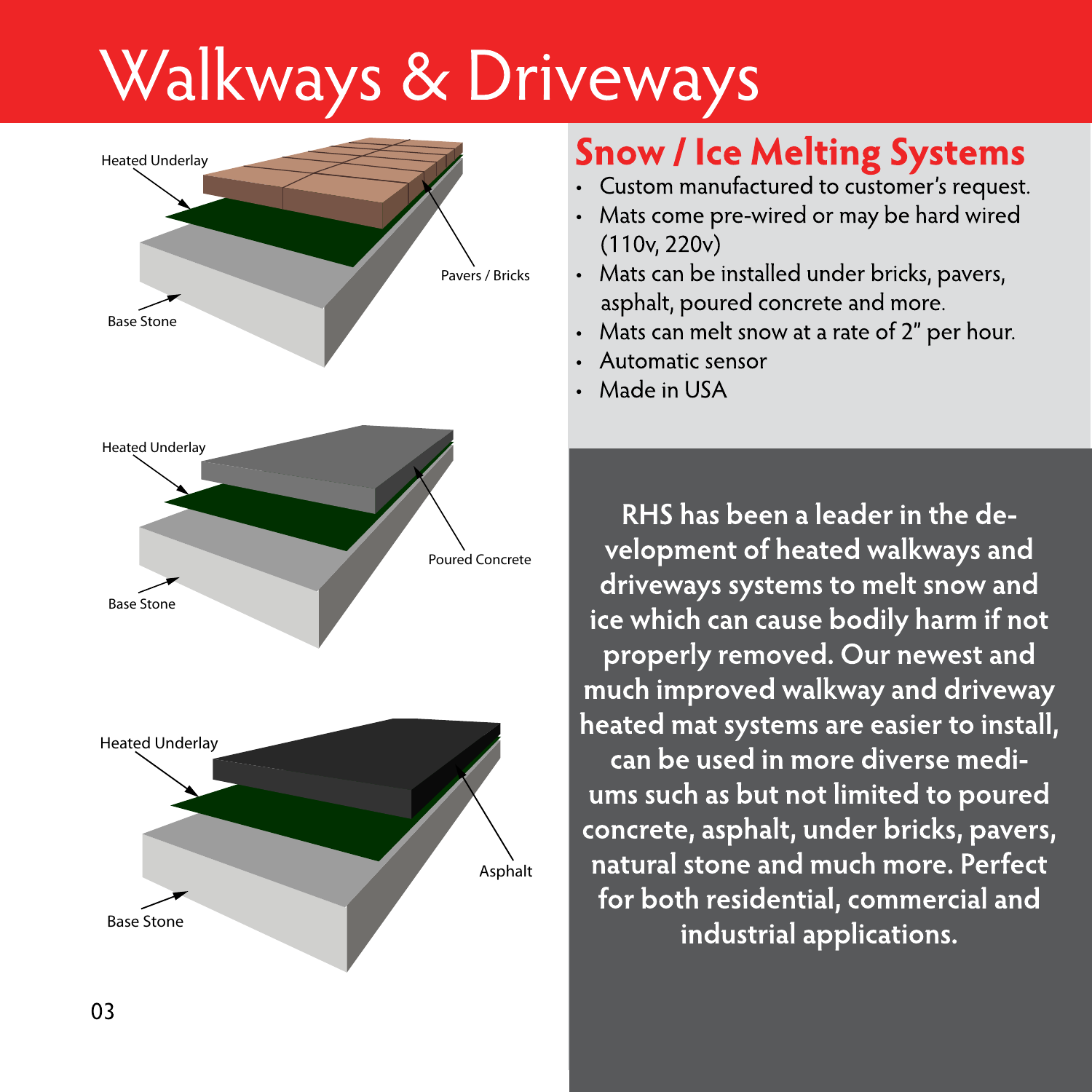# Walkways & Driveways

Heated Underlay

Pavers / Bricks

Base Stone

Heated Underlay

Poured Concrete

Base Stone

Heated Underlay

Asphalt

Base Stone

## Snow / Ice Melting Systems

- Custom manufactured to customer's request.
- Mats come pre-wired or may be hard wired (110v, 220v)
- Mats can be installed under bricks, pavers, asphalt, poured concrete and more.
- Mats can melt snow at a rate of 2" per hour.
- Automatic sensor
- Made in USA

**RHS has been a leader in the development of heated walkways and driveways systems to melt snow and ice which can cause bodily harm if not properly removed. Our newest and much improved walkway and driveway heated mat systems are easier to install, can be used in more diverse mediums such as but not limited to poured concrete, asphalt, under bricks, pavers, natural stone and much more. Perfect for both residential, commercial and industrial applications.**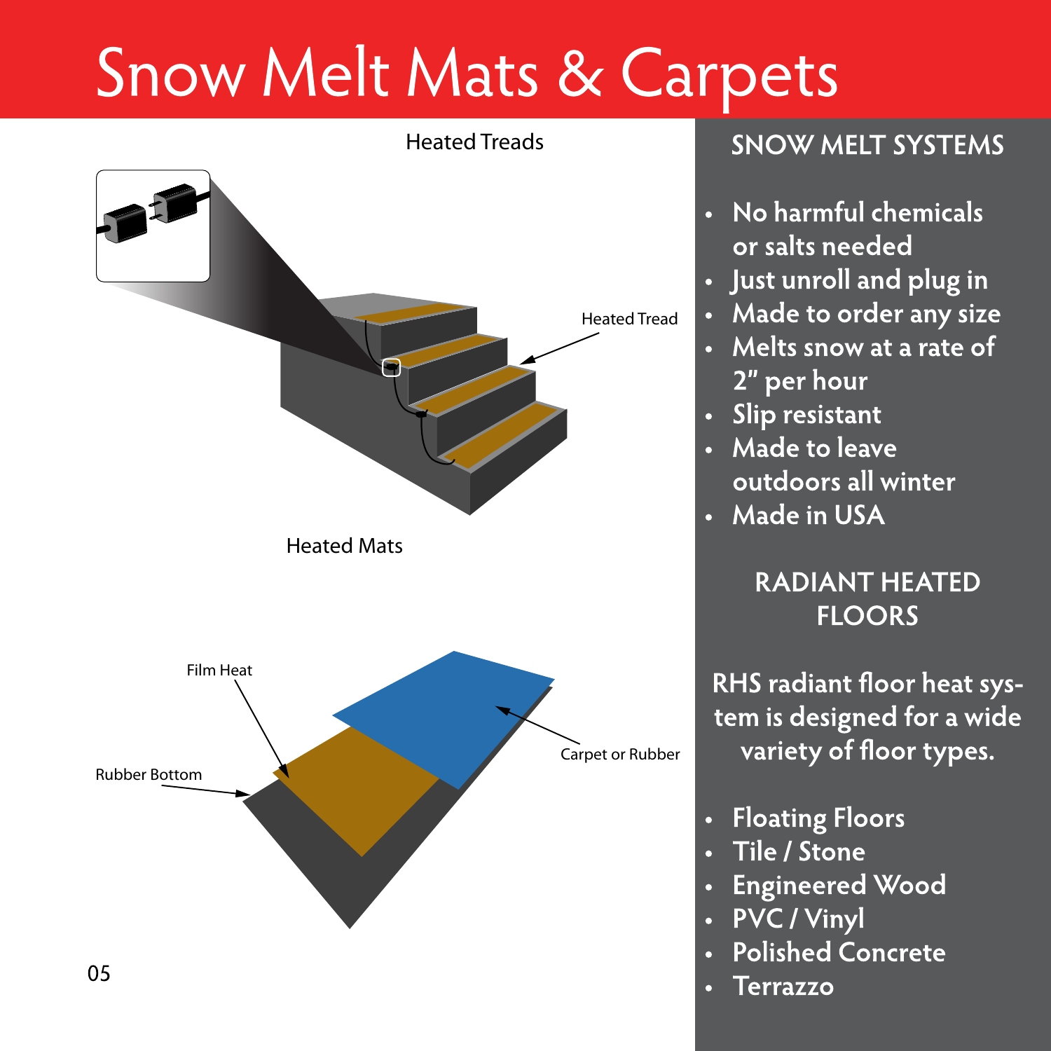# Snow Melt Mats & Carpets

Heated Treads

Heated Tread

Heated Mats

Film Heat

Rubber Bottom

Carpet or Rubber

## SNOW MELT SYSTEMS

- No harmful chemicals or salts needed
- Just unroll and plug in
- Made to order any size
- Melts snow at a rate of 2" per hour
- Slip resistant
- Made to leave outdoors all winter
- Made in USA

## RADIANT HEATED FLOORS

RHS radiant floor heat system is designed for a wide variety of floor types.

- Floating Floors
- Tile / Stone
- Engineered Wood
- PVC / Vinyl
- Polished Concrete
- Terrazzo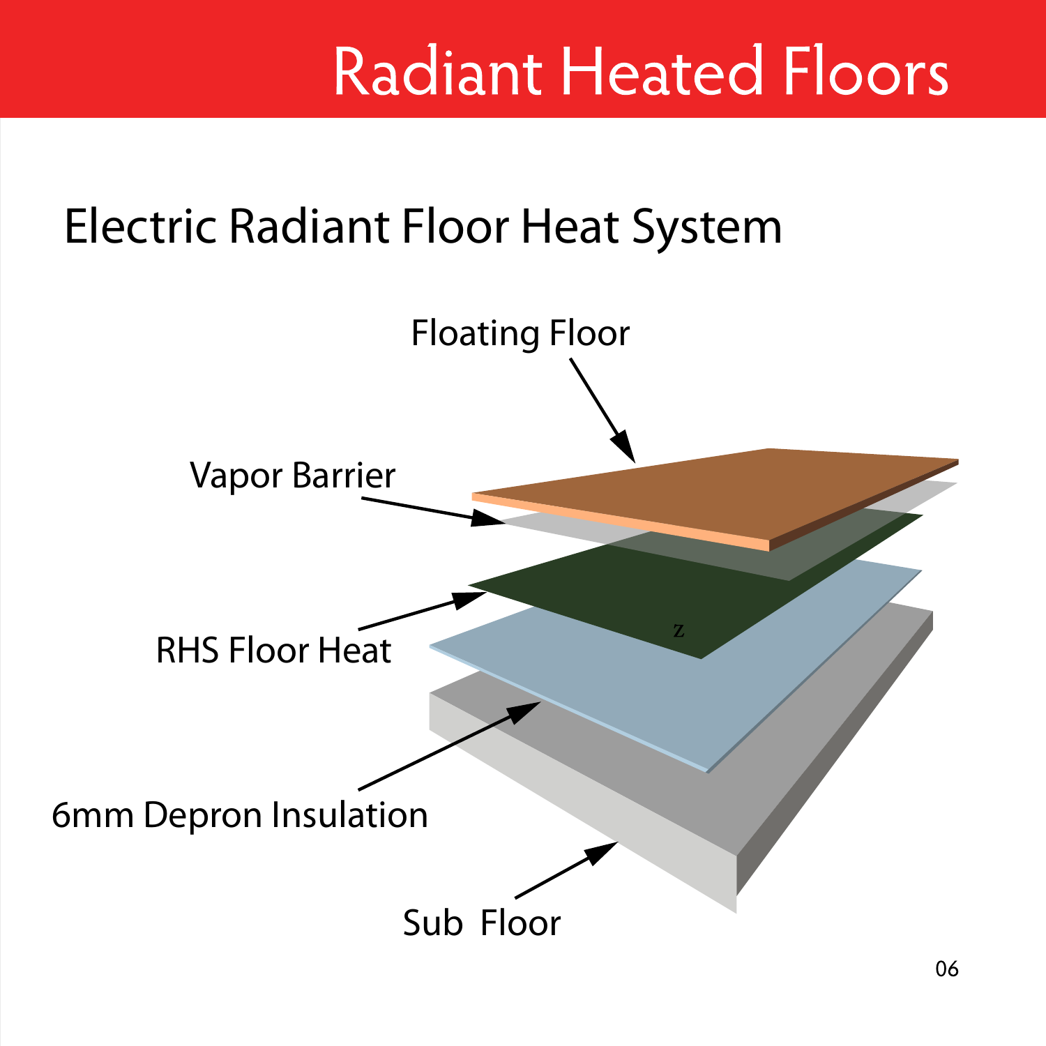# Radiant Heated Floors

## Electric Radiant Floor Heat System

Floating Floor

Vapor Barrier

RHS Floor Heat

6mm Depron Insulation

Sub Floor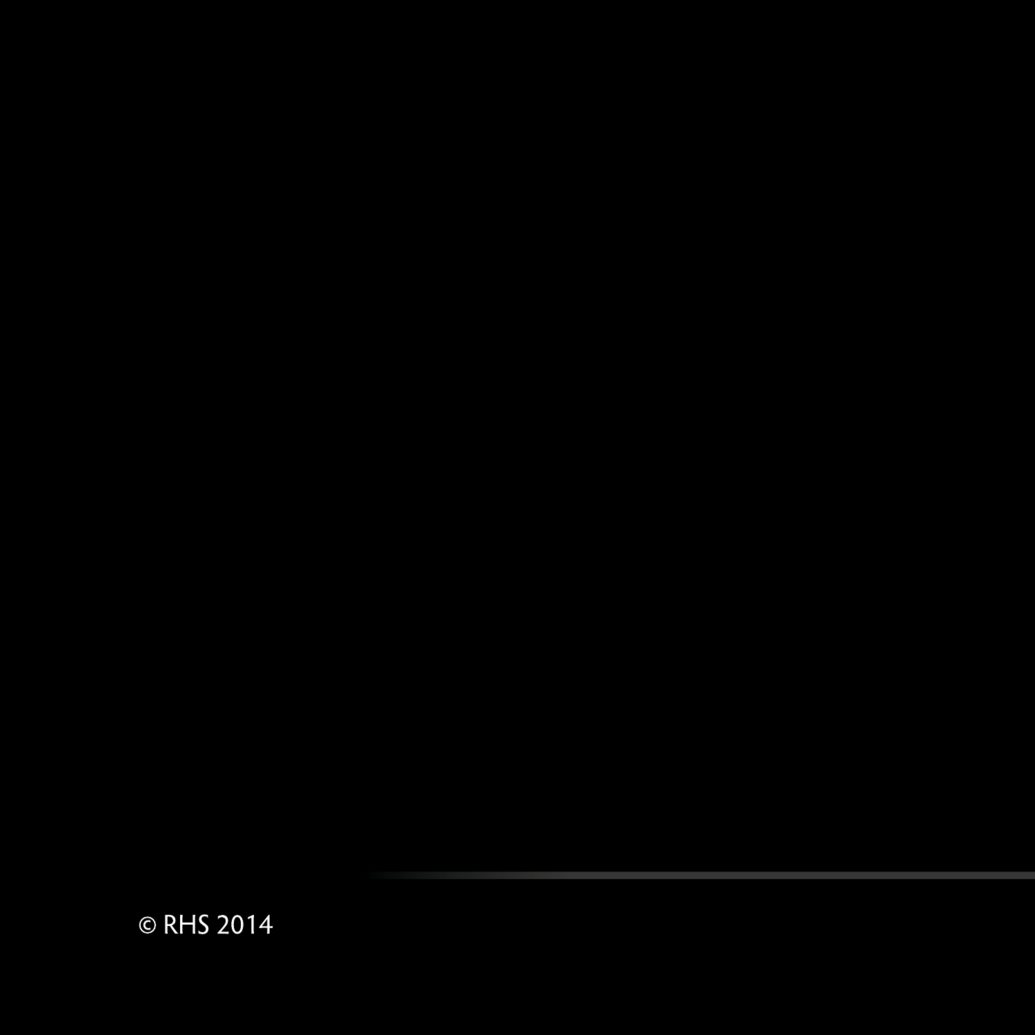© RHS 2014